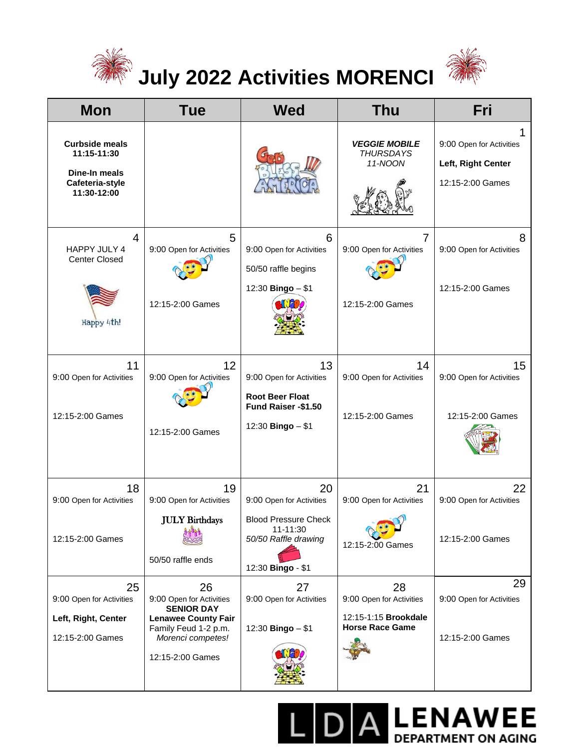# July 2022 Activities MORENCI

| Mon | Tue | Wed | Thu | Fri |
|---|---|---|---|---|
| **Curbside meals 11:15-11:30**<br>**Dine-In meals Cafeteria-style 11:30-12:00** | | | ***VEGGIE MOBILE*** *THURSDAYS 11-NOON* | 1<br>9:00 Open for Activities<br>**Left, Right Center**<br>12:15-2:00 Games |
| 4<br>HAPPY JULY 4<br>Center Closed<br>Happy 4th! | 5<br>9:00 Open for Activities<br>12:15-2:00 Games | 6<br>9:00 Open for Activities<br>50/50 raffle begins<br>12:30 **Bingo** – $1 | 7<br>9:00 Open for Activities<br>12:15-2:00 Games | 8<br>9:00 Open for Activities<br>12:15-2:00 Games |
| 11<br>9:00 Open for Activities<br>12:15-2:00 Games | 12<br>9:00 Open for Activities<br>12:15-2:00 Games | 13<br>9:00 Open for Activities<br>**Root Beer Float Fund Raiser -$1.50**<br>12:30 **Bingo** – $1 | 14<br>9:00 Open for Activities<br>12:15-2:00 Games | 15<br>9:00 Open for Activities<br>12:15-2:00 Games |
| 18<br>9:00 Open for Activities<br>12:15-2:00 Games | 19<br>9:00 Open for Activities<br>**JULY Birthdays**<br>50/50 raffle ends | 20<br>9:00 Open for Activities<br>Blood Pressure Check 11-11:30<br>*50/50 Raffle drawing*<br>12:30 **Bingo** - $1 | 21<br>9:00 Open for Activities<br>12:15-2:00 Games | 22<br>9:00 Open for Activities<br>12:15-2:00 Games |
| 25<br>9:00 Open for Activities<br>**Left, Right, Center**<br>12:15-2:00 Games | 26<br>9:00 Open for Activities<br>**SENIOR DAY**<br>**Lenawee County Fair**<br>Family Feud 1-2 p.m.<br>*Morenci competes!*<br>12:15-2:00 Games | 27<br>9:00 Open for Activities<br>12:30 **Bingo** – $1 | 28<br>9:00 Open for Activities<br>12:15-1:15 **Brookdale Horse Race Game** | 29<br>9:00 Open for Activities<br>12:15-2:00 Games |

LDA LENAWEE DEPARTMENT ON AGING